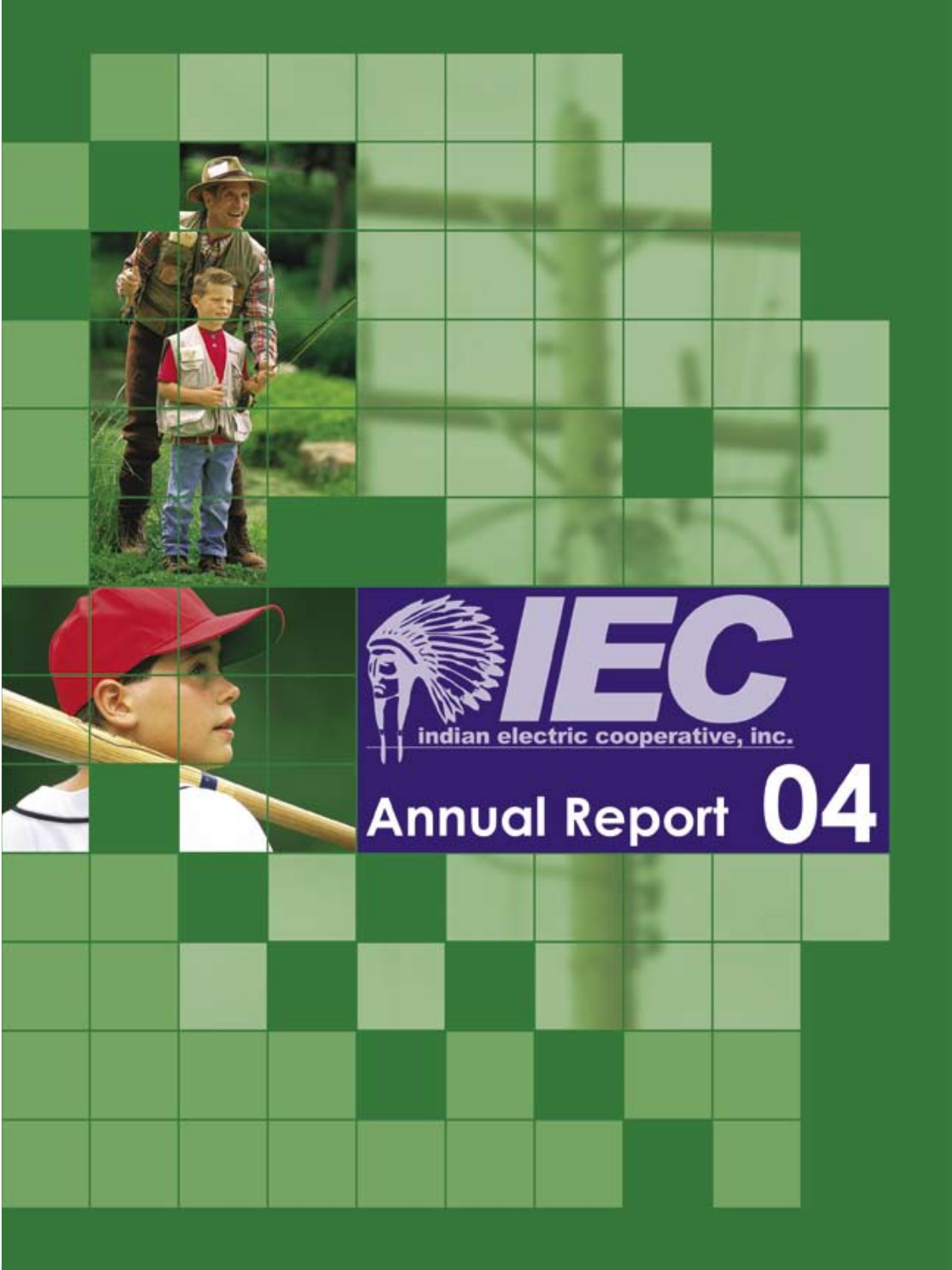# IEC

indian electric cooperative, inc.

## Annual Report 04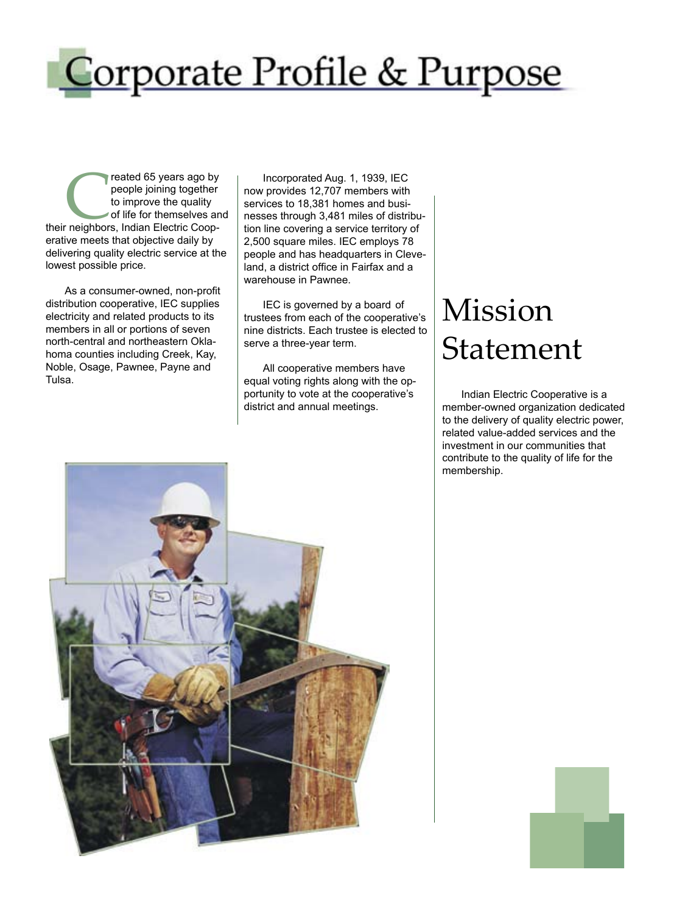# Corporate Profile & Purpose

Created 65 years ago by people joining together to improve the quality of life for themselves and their neighbors, Indian Electric Cooperative meets that objective daily by delivering quality electric service at the lowest possible price.

As a consumer-owned, non-profit distribution cooperative, IEC supplies electricity and related products to its members in all or portions of seven north-central and northeastern Oklahoma counties including Creek, Kay, Noble, Osage, Pawnee, Payne and Tulsa.

Incorporated Aug. 1, 1939, IEC now provides 12,707 members with services to 18,381 homes and businesses through 3,481 miles of distribution line covering a service territory of 2,500 square miles. IEC employs 78 people and has headquarters in Cleveland, a district office in Fairfax and a warehouse in Pawnee.

IEC is governed by a board of trustees from each of the cooperative's nine districts. Each trustee is elected to serve a three-year term.

All cooperative members have equal voting rights along with the opportunity to vote at the cooperative's district and annual meetings.

## Mission Statement

Indian Electric Cooperative is a member-owned organization dedicated to the delivery of quality electric power, related value-added services and the investment in our communities that contribute to the quality of life for the membership.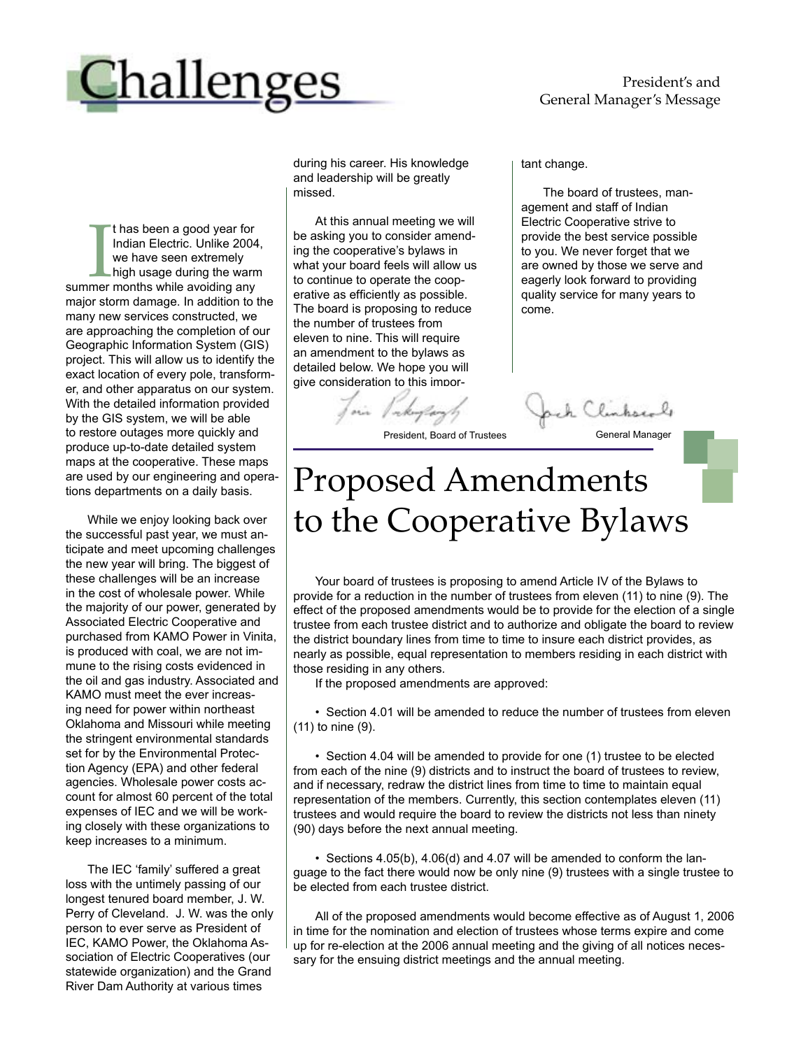# Challenges

President's and General Manager's Message

It has been a good year for Indian Electric. Unlike 2004, we have seen extremely high usage during the warm summer months while avoiding any major storm damage. In addition to the many new services constructed, we are approaching the completion of our Geographic Information System (GIS) project. This will allow us to identify the exact location of every pole, transformer, and other apparatus on our system. With the detailed information provided by the GIS system, we will be able to restore outages more quickly and produce up-to-date detailed system maps at the cooperative. These maps are used by our engineering and operations departments on a daily basis.

While we enjoy looking back over the successful past year, we must anticipate and meet upcoming challenges the new year will bring. The biggest of these challenges will be an increase in the cost of wholesale power. While the majority of our power, generated by Associated Electric Cooperative and purchased from KAMO Power in Vinita, is produced with coal, we are not immune to the rising costs evidenced in the oil and gas industry. Associated and KAMO must meet the ever increasing need for power within northeast Oklahoma and Missouri while meeting the stringent environmental standards set for by the Environmental Protection Agency (EPA) and other federal agencies. Wholesale power costs account for almost 60 percent of the total expenses of IEC and we will be working closely with these organizations to keep increases to a minimum.

The IEC 'family' suffered a great loss with the untimely passing of our longest tenured board member, J. W. Perry of Cleveland. J. W. was the only person to ever serve as President of IEC, KAMO Power, the Oklahoma Association of Electric Cooperatives (our statewide organization) and the Grand River Dam Authority at various times during his career. His knowledge and leadership will be greatly missed.

At this annual meeting we will be asking you to consider amending the cooperative's bylaws in what your board feels will allow us to continue to operate the cooperative as efficiently as possible. The board is proposing to reduce the number of trustees from eleven to nine. This will require an amendment to the bylaws as detailed below. We hope you will give consideration to this important change.

The board of trustees, management and staff of Indian Electric Cooperative strive to provide the best service possible to you. We never forget that we are owned by those we serve and eagerly look forward to providing quality service for many years to come.

President, Board of Trustees

General Manager

# Proposed Amendments to the Cooperative Bylaws

Your board of trustees is proposing to amend Article IV of the Bylaws to provide for a reduction in the number of trustees from eleven (11) to nine (9). The effect of the proposed amendments would be to provide for the election of a single trustee from each trustee district and to authorize and obligate the board to review the district boundary lines from time to time to insure each district provides, as nearly as possible, equal representation to members residing in each district with those residing in any others.

If the proposed amendments are approved:

- Section 4.01 will be amended to reduce the number of trustees from eleven (11) to nine (9).
- Section 4.04 will be amended to provide for one (1) trustee to be elected from each of the nine (9) districts and to instruct the board of trustees to review, and if necessary, redraw the district lines from time to time to maintain equal representation of the members. Currently, this section contemplates eleven (11) trustees and would require the board to review the districts not less than ninety (90) days before the next annual meeting.
- Sections 4.05(b), 4.06(d) and 4.07 will be amended to conform the language to the fact there would now be only nine (9) trustees with a single trustee to be elected from each trustee district.

All of the proposed amendments would become effective as of August 1, 2006 in time for the nomination and election of trustees whose terms expire and come up for re-election at the 2006 annual meeting and the giving of all notices necessary for the ensuing district meetings and the annual meeting.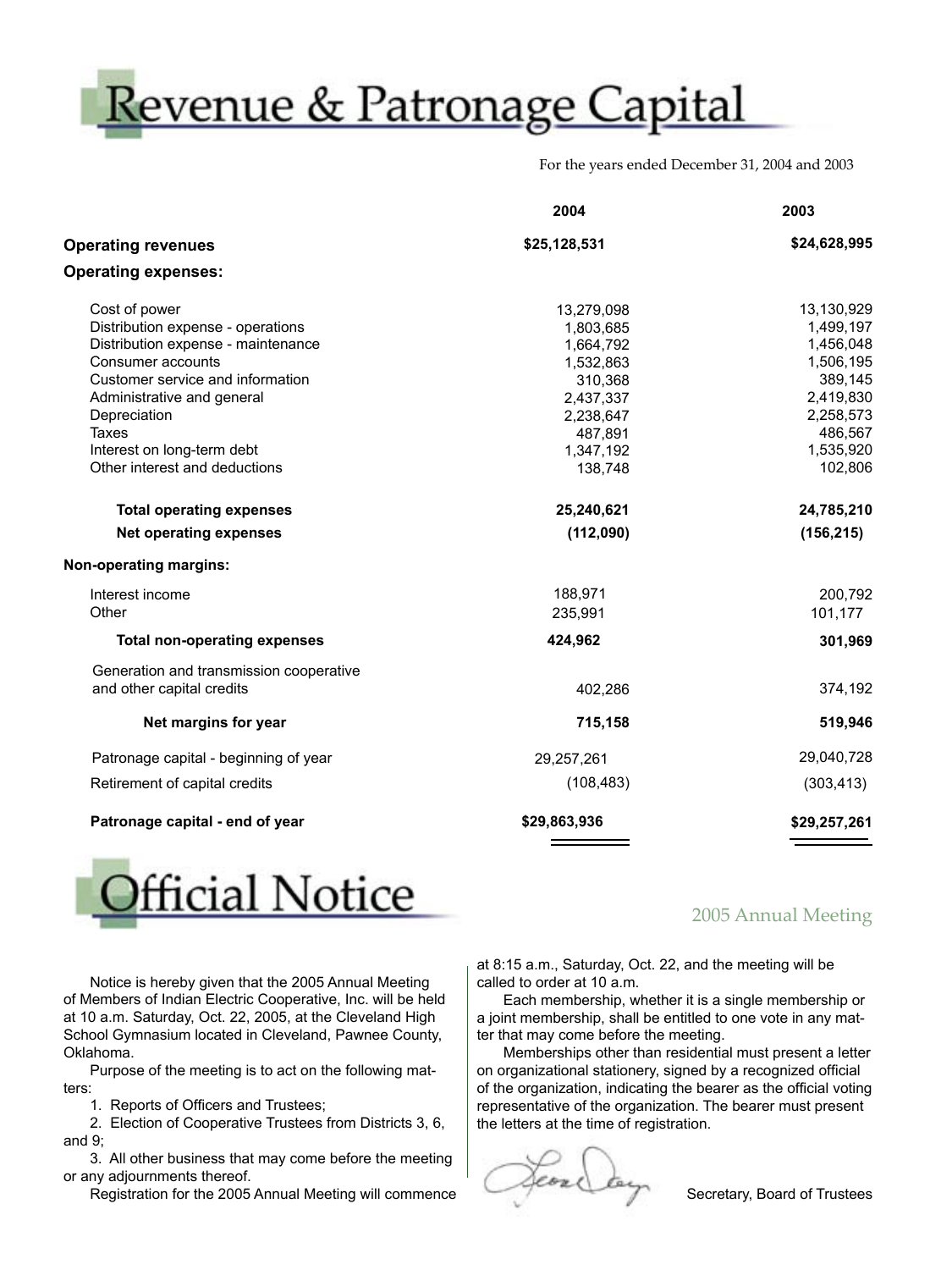# Revenue & Patronage Capital

For the years ended December 31, 2004 and 2003

| | 2004 | 2003 |
|---|---|---|
| **Operating revenues** | **$25,128,531** | **$24,628,995** |
| **Operating expenses:** | | |
| Cost of power | 13,279,098 | 13,130,929 |
| Distribution expense - operations | 1,803,685 | 1,499,197 |
| Distribution expense - maintenance | 1,664,792 | 1,456,048 |
| Consumer accounts | 1,532,863 | 1,506,195 |
| Customer service and information | 310,368 | 389,145 |
| Administrative and general | 2,437,337 | 2,419,830 |
| Depreciation | 2,238,647 | 2,258,573 |
| Taxes | 487,891 | 486,567 |
| Interest on long-term debt | 1,347,192 | 1,535,920 |
| Other interest and deductions | 138,748 | 102,806 |
| **Total operating expenses** | **25,240,621** | **24,785,210** |
| **Net operating expenses** | **(112,090)** | **(156,215)** |
| **Non-operating margins:** | | |
| Interest income | 188,971 | 200,792 |
| Other | 235,991 | 101,177 |
| **Total non-operating expenses** | **424,962** | **301,969** |
| Generation and transmission cooperative and other capital credits | 402,286 | 374,192 |
| **Net margins for year** | **715,158** | **519,946** |
| Patronage capital - beginning of year | 29,257,261 | 29,040,728 |
| Retirement of capital credits | (108,483) | (303,413) |
| **Patronage capital - end of year** | **$29,863,936** | **$29,257,261** |

# Official Notice

## 2005 Annual Meeting

Notice is hereby given that the 2005 Annual Meeting of Members of Indian Electric Cooperative, Inc. will be held at 10 a.m. Saturday, Oct. 22, 2005, at the Cleveland High School Gymnasium located in Cleveland, Pawnee County, Oklahoma.

Purpose of the meeting is to act on the following matters:

1. Reports of Officers and Trustees;
2. Election of Cooperative Trustees from Districts 3, 6, and 9;
3. All other business that may come before the meeting or any adjournments thereof.

Registration for the 2005 Annual Meeting will commence at 8:15 a.m., Saturday, Oct. 22, and the meeting will be called to order at 10 a.m.

Each membership, whether it is a single membership or a joint membership, shall be entitled to one vote in any matter that may come before the meeting.

Memberships other than residential must present a letter on organizational stationery, signed by a recognized official of the organization, indicating the bearer as the official voting representative of the organization. The bearer must present the letters at the time of registration.

Secretary, Board of Trustees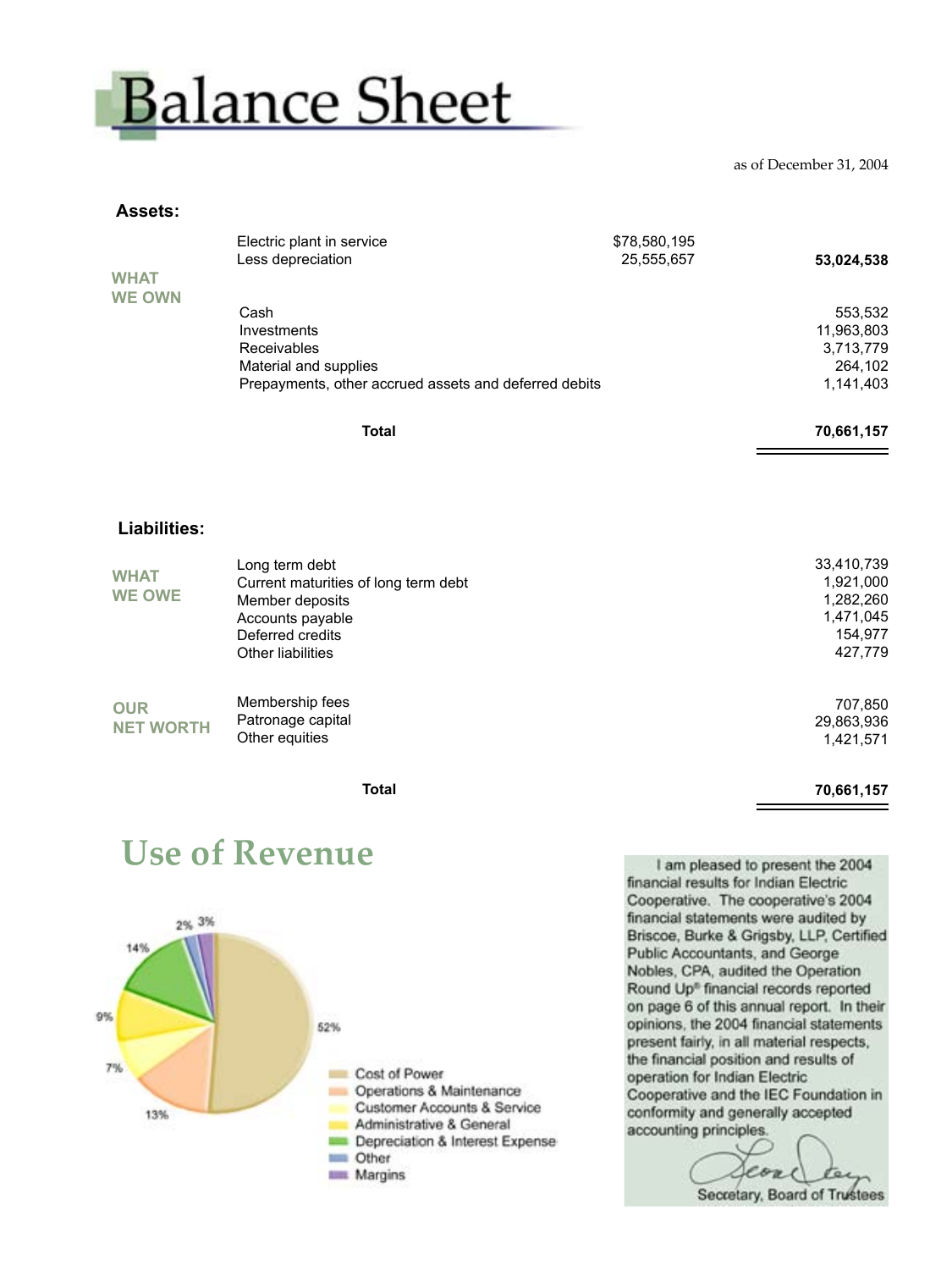# Balance Sheet

as of December 31, 2004

## Assets:

**WHAT WE OWN**

| | | |
|---|---|---|
| Electric plant in service | $78,580,195 | |
| Less depreciation | 25,555,657 | **53,024,538** |
| Cash | | 553,532 |
| Investments | | 11,963,803 |
| Receivables | | 3,713,779 |
| Material and supplies | | 264,102 |
| Prepayments, other accrued assets and deferred debits | | 1,141,403 |
| **Total** | | **70,661,157** |

## Liabilities:

**WHAT WE OWE**

| | |
|---|---|
| Long term debt | 33,410,739 |
| Current maturities of long term debt | 1,921,000 |
| Member deposits | 1,282,260 |
| Accounts payable | 1,471,045 |
| Deferred credits | 154,977 |
| Other liabilities | 427,779 |

**OUR NET WORTH**

| | |
|---|---|
| Membership fees | 707,850 |
| Patronage capital | 29,863,936 |
| Other equities | 1,421,571 |
| **Total** | **70,661,157** |

# Use of Revenue

| Category | Percent |
|---|---|
| Cost of Power | 52% |
| Operations & Maintenance | 13% |
| Customer Accounts & Service | 7% |
| Administrative & General | 9% |
| Depreciation & Interest Expense | 14% |
| Other | 2% |
| Margins | 3% |

I am pleased to present the 2004 financial results for Indian Electric Cooperative. The cooperative's 2004 financial statements were audited by Briscoe, Burke & Grigsby, LLP, Certified Public Accountants, and George Nobles, CPA, audited the Operation Round Up® financial records reported on page 6 of this annual report. In their opinions, the 2004 financial statements present fairly, in all material respects, the financial position and results of operation for Indian Electric Cooperative and the IEC Foundation in conformity and generally accepted accounting principles.

Secretary, Board of Trustees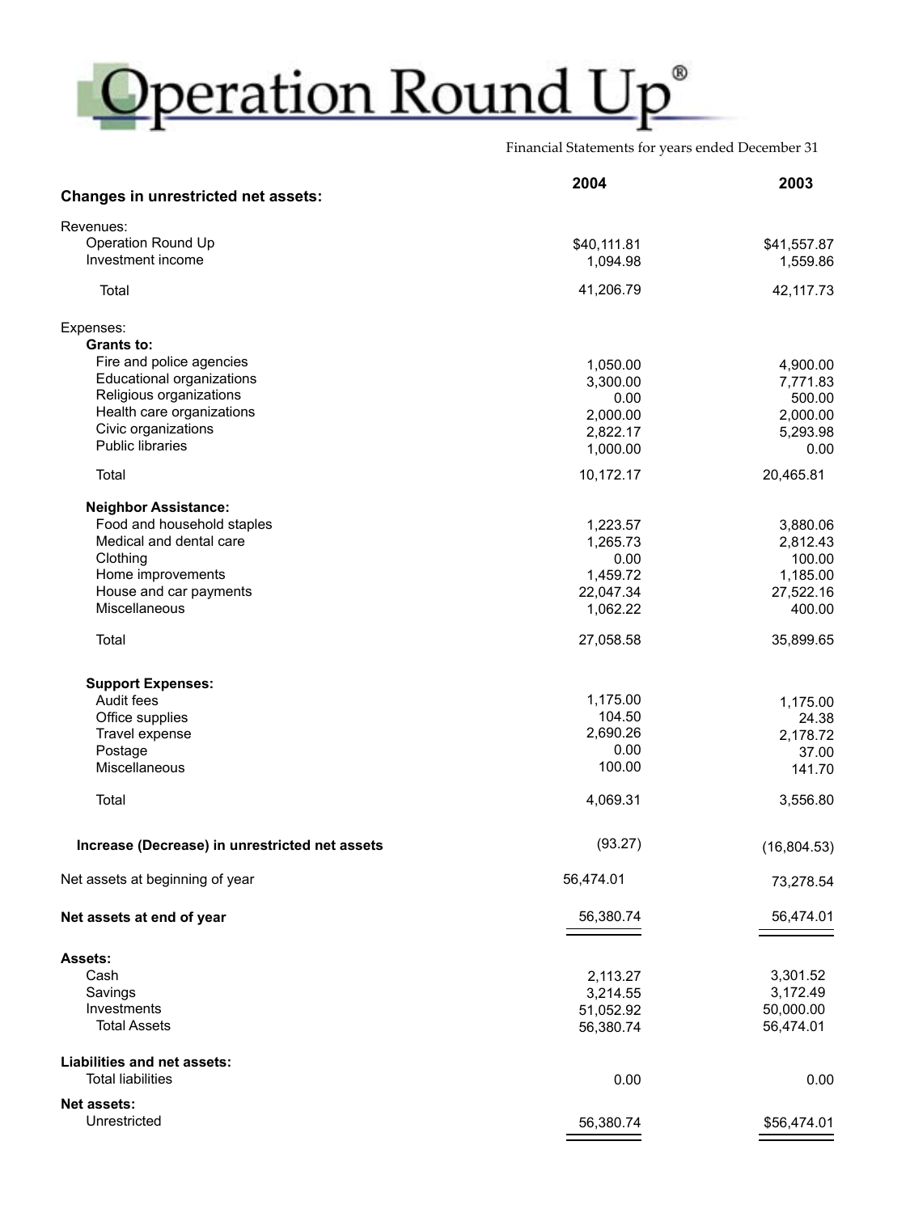# Operation Round Up®

Financial Statements for years ended December 31

| | 2004 | 2003 |
|---|---|---|
| **Changes in unrestricted net assets:** | | |
| Revenues: | | |
| Operation Round Up | $40,111.81 | $41,557.87 |
| Investment income | 1,094.98 | 1,559.86 |
| Total | 41,206.79 | 42,117.73 |
| Expenses: | | |
| **Grants to:** | | |
| Fire and police agencies | 1,050.00 | 4,900.00 |
| Educational organizations | 3,300.00 | 7,771.83 |
| Religious organizations | 0.00 | 500.00 |
| Health care organizations | 2,000.00 | 2,000.00 |
| Civic organizations | 2,822.17 | 5,293.98 |
| Public libraries | 1,000.00 | 0.00 |
| Total | 10,172.17 | 20,465.81 |
| **Neighbor Assistance:** | | |
| Food and household staples | 1,223.57 | 3,880.06 |
| Medical and dental care | 1,265.73 | 2,812.43 |
| Clothing | 0.00 | 100.00 |
| Home improvements | 1,459.72 | 1,185.00 |
| House and car payments | 22,047.34 | 27,522.16 |
| Miscellaneous | 1,062.22 | 400.00 |
| Total | 27,058.58 | 35,899.65 |
| **Support Expenses:** | | |
| Audit fees | 1,175.00 | 1,175.00 |
| Office supplies | 104.50 | 24.38 |
| Travel expense | 2,690.26 | 2,178.72 |
| Postage | 0.00 | 37.00 |
| Miscellaneous | 100.00 | 141.70 |
| Total | 4,069.31 | 3,556.80 |
| **Increase (Decrease) in unrestricted net assets** | (93.27) | (16,804.53) |
| Net assets at beginning of year | 56,474.01 | 73,278.54 |
| **Net assets at end of year** | 56,380.74 | 56,474.01 |
| **Assets:** | | |
| Cash | 2,113.27 | 3,301.52 |
| Savings | 3,214.55 | 3,172.49 |
| Investments | 51,052.92 | 50,000.00 |
| Total Assets | 56,380.74 | 56,474.01 |
| **Liabilities and net assets:** | | |
| Total liabilities | 0.00 | 0.00 |
| **Net assets:** | | |
| Unrestricted | 56,380.74 | $56,474.01 |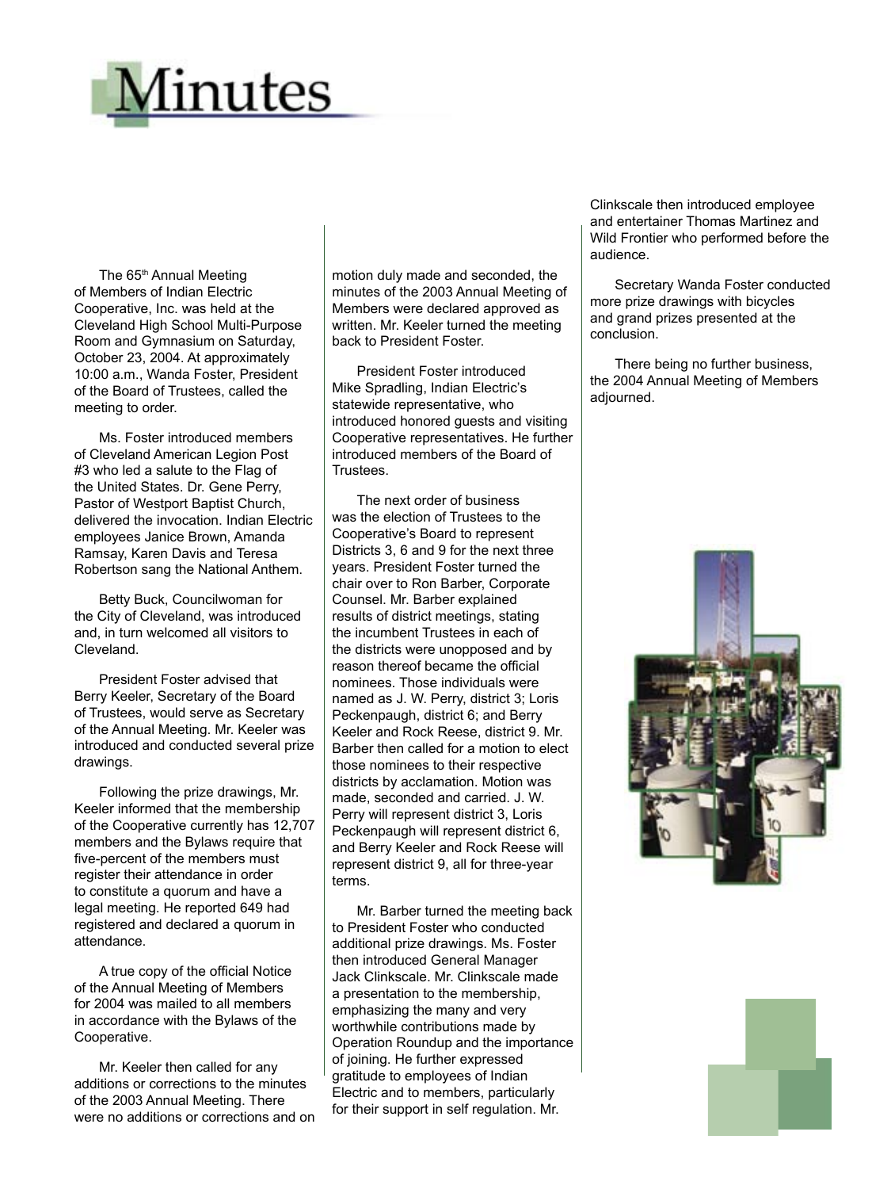# Minutes

The 65th Annual Meeting of Members of Indian Electric Cooperative, Inc. was held at the Cleveland High School Multi-Purpose Room and Gymnasium on Saturday, October 23, 2004. At approximately 10:00 a.m., Wanda Foster, President of the Board of Trustees, called the meeting to order.

Ms. Foster introduced members of Cleveland American Legion Post #3 who led a salute to the Flag of the United States. Dr. Gene Perry, Pastor of Westport Baptist Church, delivered the invocation. Indian Electric employees Janice Brown, Amanda Ramsay, Karen Davis and Teresa Robertson sang the National Anthem.

Betty Buck, Councilwoman for the City of Cleveland, was introduced and, in turn welcomed all visitors to Cleveland.

President Foster advised that Berry Keeler, Secretary of the Board of Trustees, would serve as Secretary of the Annual Meeting. Mr. Keeler was introduced and conducted several prize drawings.

Following the prize drawings, Mr. Keeler informed that the membership of the Cooperative currently has 12,707 members and the Bylaws require that five-percent of the members must register their attendance in order to constitute a quorum and have a legal meeting. He reported 649 had registered and declared a quorum in attendance.

A true copy of the official Notice of the Annual Meeting of Members for 2004 was mailed to all members in accordance with the Bylaws of the Cooperative.

Mr. Keeler then called for any additions or corrections to the minutes of the 2003 Annual Meeting. There were no additions or corrections and on motion duly made and seconded, the minutes of the 2003 Annual Meeting of Members were declared approved as written. Mr. Keeler turned the meeting back to President Foster.

President Foster introduced Mike Spradling, Indian Electric's statewide representative, who introduced honored guests and visiting Cooperative representatives. He further introduced members of the Board of Trustees.

The next order of business was the election of Trustees to the Cooperative's Board to represent Districts 3, 6 and 9 for the next three years. President Foster turned the chair over to Ron Barber, Corporate Counsel. Mr. Barber explained results of district meetings, stating the incumbent Trustees in each of the districts were unopposed and by reason thereof became the official nominees. Those individuals were named as J. W. Perry, district 3; Loris Peckenpaugh, district 6; and Berry Keeler and Rock Reese, district 9. Mr. Barber then called for a motion to elect those nominees to their respective districts by acclamation. Motion was made, seconded and carried. J. W. Perry will represent district 3, Loris Peckenpaugh will represent district 6, and Berry Keeler and Rock Reese will represent district 9, all for three-year terms.

Mr. Barber turned the meeting back to President Foster who conducted additional prize drawings. Ms. Foster then introduced General Manager Jack Clinkscale. Mr. Clinkscale made a presentation to the membership, emphasizing the many and very worthwhile contributions made by Operation Roundup and the importance of joining. He further expressed gratitude to employees of Indian Electric and to members, particularly for their support in self regulation. Mr. Clinkscale then introduced employee and entertainer Thomas Martinez and Wild Frontier who performed before the audience.

Secretary Wanda Foster conducted more prize drawings with bicycles and grand prizes presented at the conclusion.

There being no further business, the 2004 Annual Meeting of Members adjourned.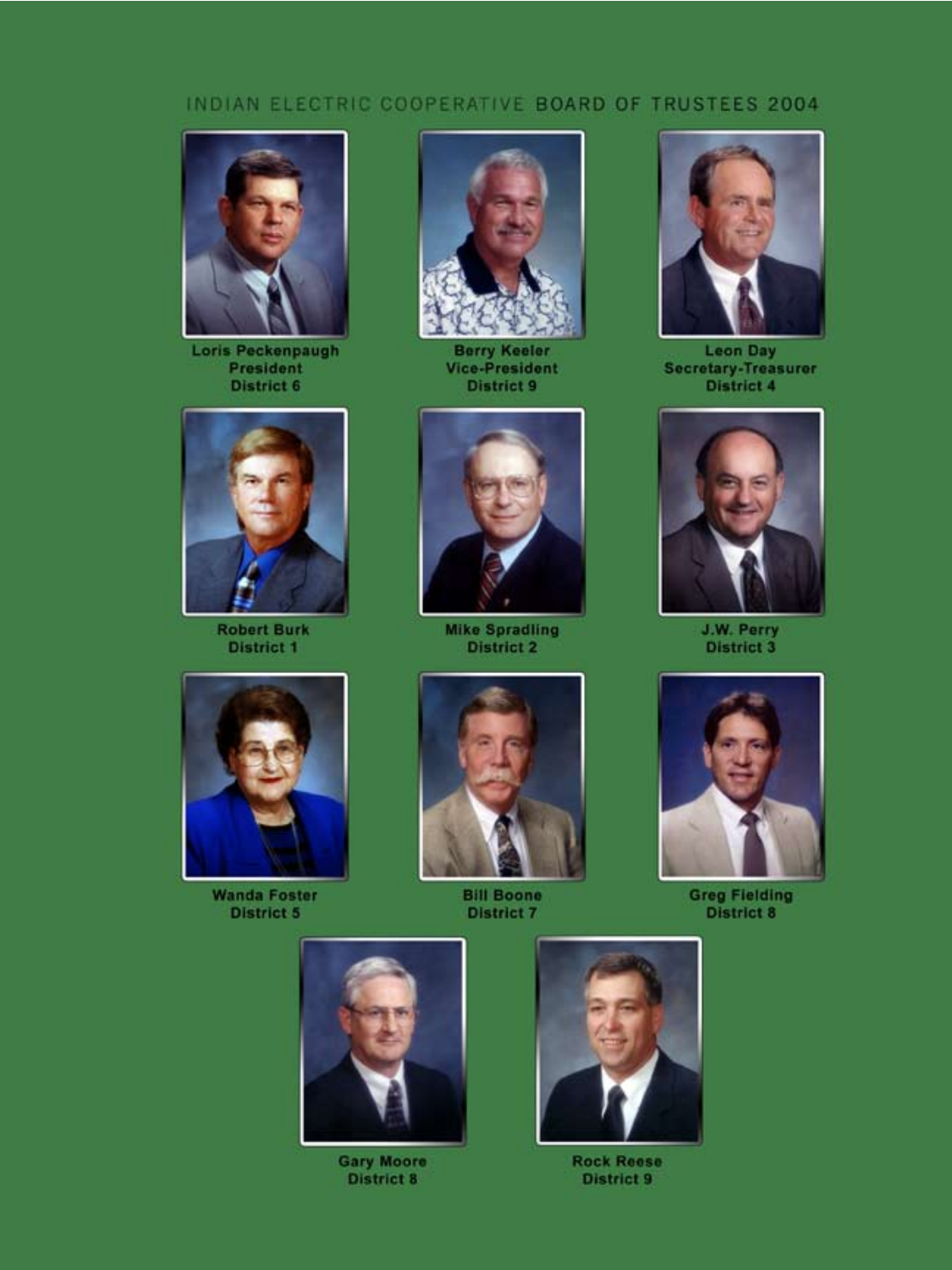# INDIAN ELECTRIC COOPERATIVE BOARD OF TRUSTEES 2004

**Loris Peckenpaugh**
**President**
**District 6**

**Berry Keeler**
**Vice-President**
**District 9**

**Leon Day**
**Secretary-Treasurer**
**District 4**

**Robert Burk**
**District 1**

**Mike Spradling**
**District 2**

**J.W. Perry**
**District 3**

**Wanda Foster**
**District 5**

**Bill Boone**
**District 7**

**Greg Fielding**
**District 8**

**Gary Moore**
**District 8**

**Rock Reese**
**District 9**